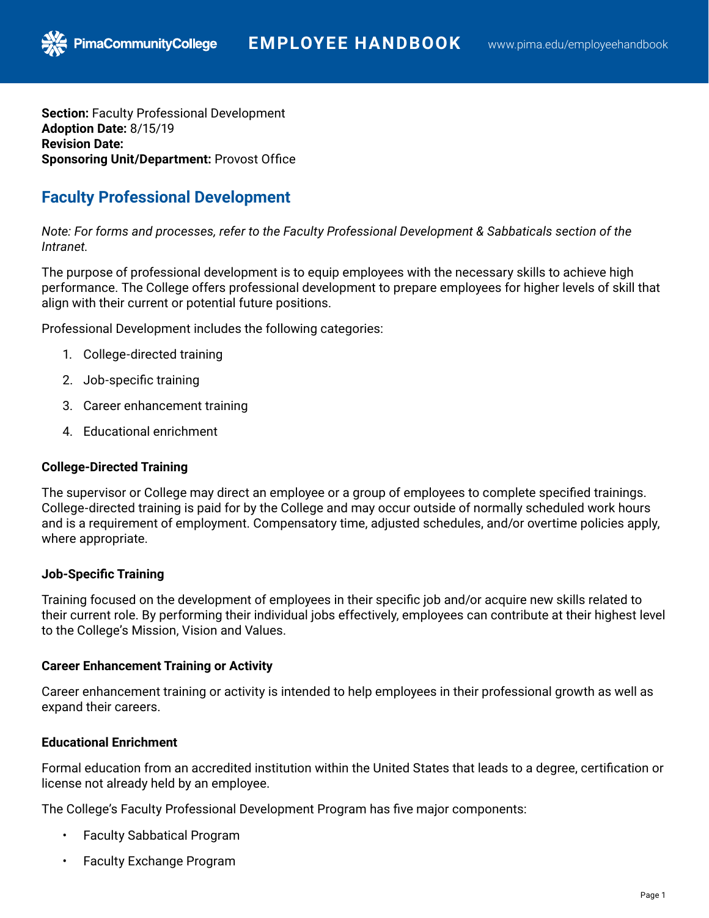**Section:** Faculty Professional Development
**Adoption Date:** 8/15/19
**Revision Date:**
**Sponsoring Unit/Department:** Provost Office

# Faculty Professional Development

*Note: For forms and processes, refer to the Faculty Professional Development & Sabbaticals section of the Intranet.*

The purpose of professional development is to equip employees with the necessary skills to achieve high performance. The College offers professional development to prepare employees for higher levels of skill that align with their current or potential future positions.

Professional Development includes the following categories:

1. College-directed training
2. Job-specific training
3. Career enhancement training
4. Educational enrichment

### College-Directed Training

The supervisor or College may direct an employee or a group of employees to complete specified trainings. College-directed training is paid for by the College and may occur outside of normally scheduled work hours and is a requirement of employment. Compensatory time, adjusted schedules, and/or overtime policies apply, where appropriate.

### Job-Specific Training

Training focused on the development of employees in their specific job and/or acquire new skills related to their current role. By performing their individual jobs effectively, employees can contribute at their highest level to the College's Mission, Vision and Values.

### Career Enhancement Training or Activity

Career enhancement training or activity is intended to help employees in their professional growth as well as expand their careers.

### Educational Enrichment

Formal education from an accredited institution within the United States that leads to a degree, certification or license not already held by an employee.

The College's Faculty Professional Development Program has five major components:

- Faculty Sabbatical Program
- Faculty Exchange Program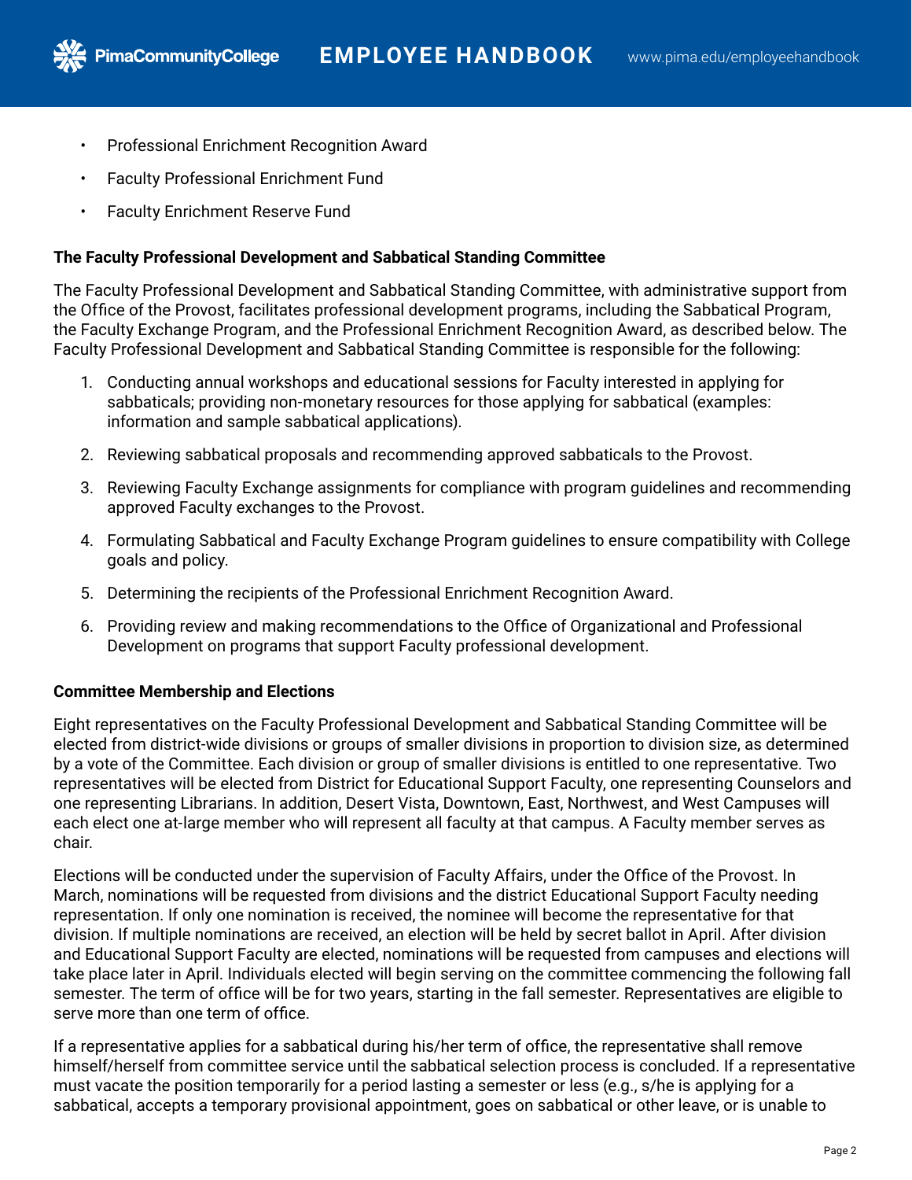- Professional Enrichment Recognition Award
- Faculty Professional Enrichment Fund
- Faculty Enrichment Reserve Fund

**The Faculty Professional Development and Sabbatical Standing Committee**

The Faculty Professional Development and Sabbatical Standing Committee, with administrative support from the Office of the Provost, facilitates professional development programs, including the Sabbatical Program, the Faculty Exchange Program, and the Professional Enrichment Recognition Award, as described below. The Faculty Professional Development and Sabbatical Standing Committee is responsible for the following:

1. Conducting annual workshops and educational sessions for Faculty interested in applying for sabbaticals; providing non-monetary resources for those applying for sabbatical (examples: information and sample sabbatical applications).
2. Reviewing sabbatical proposals and recommending approved sabbaticals to the Provost.
3. Reviewing Faculty Exchange assignments for compliance with program guidelines and recommending approved Faculty exchanges to the Provost.
4. Formulating Sabbatical and Faculty Exchange Program guidelines to ensure compatibility with College goals and policy.
5. Determining the recipients of the Professional Enrichment Recognition Award.
6. Providing review and making recommendations to the Office of Organizational and Professional Development on programs that support Faculty professional development.

**Committee Membership and Elections**

Eight representatives on the Faculty Professional Development and Sabbatical Standing Committee will be elected from district-wide divisions or groups of smaller divisions in proportion to division size, as determined by a vote of the Committee. Each division or group of smaller divisions is entitled to one representative. Two representatives will be elected from District for Educational Support Faculty, one representing Counselors and one representing Librarians. In addition, Desert Vista, Downtown, East, Northwest, and West Campuses will each elect one at-large member who will represent all faculty at that campus. A Faculty member serves as chair.

Elections will be conducted under the supervision of Faculty Affairs, under the Office of the Provost. In March, nominations will be requested from divisions and the district Educational Support Faculty needing representation. If only one nomination is received, the nominee will become the representative for that division. If multiple nominations are received, an election will be held by secret ballot in April. After division and Educational Support Faculty are elected, nominations will be requested from campuses and elections will take place later in April. Individuals elected will begin serving on the committee commencing the following fall semester. The term of office will be for two years, starting in the fall semester. Representatives are eligible to serve more than one term of office.

If a representative applies for a sabbatical during his/her term of office, the representative shall remove himself/herself from committee service until the sabbatical selection process is concluded. If a representative must vacate the position temporarily for a period lasting a semester or less (e.g., s/he is applying for a sabbatical, accepts a temporary provisional appointment, goes on sabbatical or other leave, or is unable to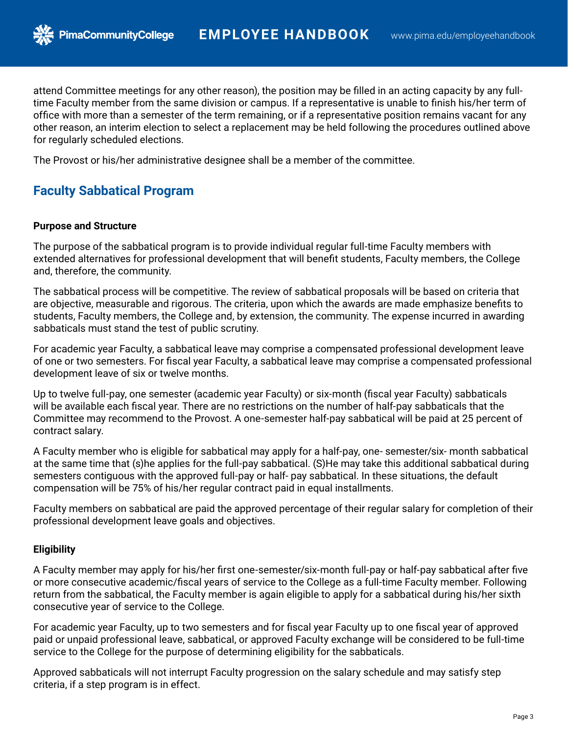attend Committee meetings for any other reason), the position may be filled in an acting capacity by any full-time Faculty member from the same division or campus. If a representative is unable to finish his/her term of office with more than a semester of the term remaining, or if a representative position remains vacant for any other reason, an interim election to select a replacement may be held following the procedures outlined above for regularly scheduled elections.

The Provost or his/her administrative designee shall be a member of the committee.

## Faculty Sabbatical Program

### Purpose and Structure

The purpose of the sabbatical program is to provide individual regular full-time Faculty members with extended alternatives for professional development that will benefit students, Faculty members, the College and, therefore, the community.

The sabbatical process will be competitive. The review of sabbatical proposals will be based on criteria that are objective, measurable and rigorous. The criteria, upon which the awards are made emphasize benefits to students, Faculty members, the College and, by extension, the community. The expense incurred in awarding sabbaticals must stand the test of public scrutiny.

For academic year Faculty, a sabbatical leave may comprise a compensated professional development leave of one or two semesters. For fiscal year Faculty, a sabbatical leave may comprise a compensated professional development leave of six or twelve months.

Up to twelve full-pay, one semester (academic year Faculty) or six-month (fiscal year Faculty) sabbaticals will be available each fiscal year. There are no restrictions on the number of half-pay sabbaticals that the Committee may recommend to the Provost. A one-semester half-pay sabbatical will be paid at 25 percent of contract salary.

A Faculty member who is eligible for sabbatical may apply for a half-pay, one- semester/six- month sabbatical at the same time that (s)he applies for the full-pay sabbatical. (S)He may take this additional sabbatical during semesters contiguous with the approved full-pay or half- pay sabbatical. In these situations, the default compensation will be 75% of his/her regular contract paid in equal installments.

Faculty members on sabbatical are paid the approved percentage of their regular salary for completion of their professional development leave goals and objectives.

### Eligibility

A Faculty member may apply for his/her first one-semester/six-month full-pay or half-pay sabbatical after five or more consecutive academic/fiscal years of service to the College as a full-time Faculty member. Following return from the sabbatical, the Faculty member is again eligible to apply for a sabbatical during his/her sixth consecutive year of service to the College.

For academic year Faculty, up to two semesters and for fiscal year Faculty up to one fiscal year of approved paid or unpaid professional leave, sabbatical, or approved Faculty exchange will be considered to be full-time service to the College for the purpose of determining eligibility for the sabbaticals.

Approved sabbaticals will not interrupt Faculty progression on the salary schedule and may satisfy step criteria, if a step program is in effect.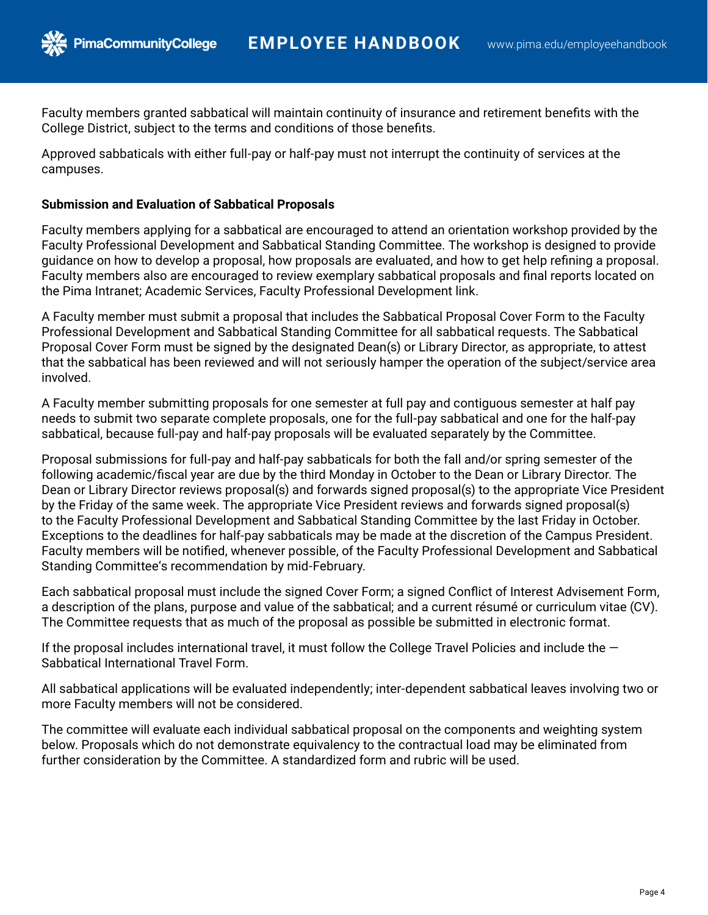Faculty members granted sabbatical will maintain continuity of insurance and retirement benefits with the College District, subject to the terms and conditions of those benefits.

Approved sabbaticals with either full-pay or half-pay must not interrupt the continuity of services at the campuses.

**Submission and Evaluation of Sabbatical Proposals**

Faculty members applying for a sabbatical are encouraged to attend an orientation workshop provided by the Faculty Professional Development and Sabbatical Standing Committee. The workshop is designed to provide guidance on how to develop a proposal, how proposals are evaluated, and how to get help refining a proposal. Faculty members also are encouraged to review exemplary sabbatical proposals and final reports located on the Pima Intranet; Academic Services, Faculty Professional Development link.

A Faculty member must submit a proposal that includes the Sabbatical Proposal Cover Form to the Faculty Professional Development and Sabbatical Standing Committee for all sabbatical requests. The Sabbatical Proposal Cover Form must be signed by the designated Dean(s) or Library Director, as appropriate, to attest that the sabbatical has been reviewed and will not seriously hamper the operation of the subject/service area involved.

A Faculty member submitting proposals for one semester at full pay and contiguous semester at half pay needs to submit two separate complete proposals, one for the full-pay sabbatical and one for the half-pay sabbatical, because full-pay and half-pay proposals will be evaluated separately by the Committee.

Proposal submissions for full-pay and half-pay sabbaticals for both the fall and/or spring semester of the following academic/fiscal year are due by the third Monday in October to the Dean or Library Director. The Dean or Library Director reviews proposal(s) and forwards signed proposal(s) to the appropriate Vice President by the Friday of the same week. The appropriate Vice President reviews and forwards signed proposal(s) to the Faculty Professional Development and Sabbatical Standing Committee by the last Friday in October. Exceptions to the deadlines for half-pay sabbaticals may be made at the discretion of the Campus President. Faculty members will be notified, whenever possible, of the Faculty Professional Development and Sabbatical Standing Committee's recommendation by mid-February.

Each sabbatical proposal must include the signed Cover Form; a signed Conflict of Interest Advisement Form, a description of the plans, purpose and value of the sabbatical; and a current résumé or curriculum vitae (CV). The Committee requests that as much of the proposal as possible be submitted in electronic format.

If the proposal includes international travel, it must follow the College Travel Policies and include the — Sabbatical International Travel Form.

All sabbatical applications will be evaluated independently; inter-dependent sabbatical leaves involving two or more Faculty members will not be considered.

The committee will evaluate each individual sabbatical proposal on the components and weighting system below. Proposals which do not demonstrate equivalency to the contractual load may be eliminated from further consideration by the Committee. A standardized form and rubric will be used.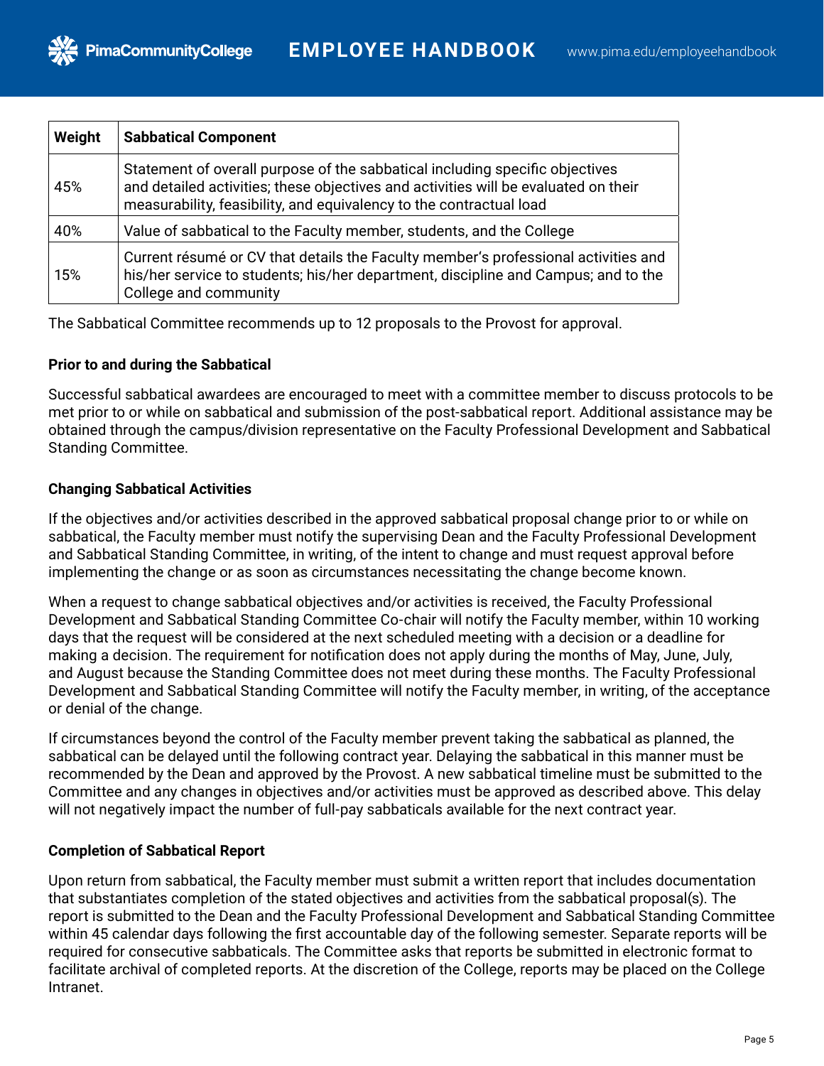| Weight | Sabbatical Component |
|---|---|
| 45% | Statement of overall purpose of the sabbatical including specific objectives and detailed activities; these objectives and activities will be evaluated on their measurability, feasibility, and equivalency to the contractual load |
| 40% | Value of sabbatical to the Faculty member, students, and the College |
| 15% | Current résumé or CV that details the Faculty member's professional activities and his/her service to students; his/her department, discipline and Campus; and to the College and community |

The Sabbatical Committee recommends up to 12 proposals to the Provost for approval.

**Prior to and during the Sabbatical**

Successful sabbatical awardees are encouraged to meet with a committee member to discuss protocols to be met prior to or while on sabbatical and submission of the post-sabbatical report. Additional assistance may be obtained through the campus/division representative on the Faculty Professional Development and Sabbatical Standing Committee.

**Changing Sabbatical Activities**

If the objectives and/or activities described in the approved sabbatical proposal change prior to or while on sabbatical, the Faculty member must notify the supervising Dean and the Faculty Professional Development and Sabbatical Standing Committee, in writing, of the intent to change and must request approval before implementing the change or as soon as circumstances necessitating the change become known.

When a request to change sabbatical objectives and/or activities is received, the Faculty Professional Development and Sabbatical Standing Committee Co-chair will notify the Faculty member, within 10 working days that the request will be considered at the next scheduled meeting with a decision or a deadline for making a decision. The requirement for notification does not apply during the months of May, June, July, and August because the Standing Committee does not meet during these months. The Faculty Professional Development and Sabbatical Standing Committee will notify the Faculty member, in writing, of the acceptance or denial of the change.

If circumstances beyond the control of the Faculty member prevent taking the sabbatical as planned, the sabbatical can be delayed until the following contract year. Delaying the sabbatical in this manner must be recommended by the Dean and approved by the Provost. A new sabbatical timeline must be submitted to the Committee and any changes in objectives and/or activities must be approved as described above. This delay will not negatively impact the number of full-pay sabbaticals available for the next contract year.

**Completion of Sabbatical Report**

Upon return from sabbatical, the Faculty member must submit a written report that includes documentation that substantiates completion of the stated objectives and activities from the sabbatical proposal(s). The report is submitted to the Dean and the Faculty Professional Development and Sabbatical Standing Committee within 45 calendar days following the first accountable day of the following semester. Separate reports will be required for consecutive sabbaticals. The Committee asks that reports be submitted in electronic format to facilitate archival of completed reports. At the discretion of the College, reports may be placed on the College Intranet.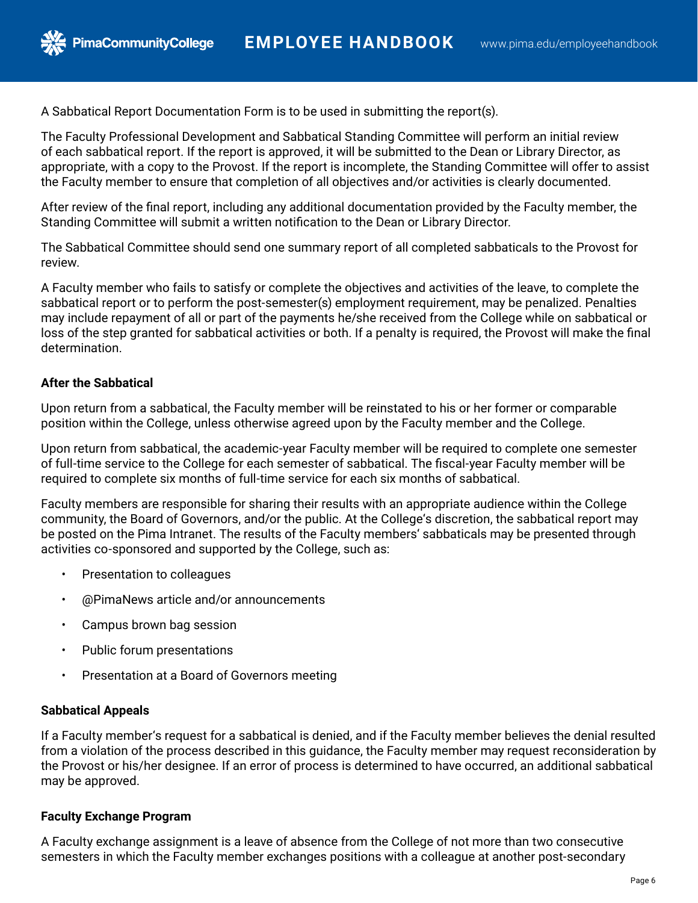A Sabbatical Report Documentation Form is to be used in submitting the report(s).

The Faculty Professional Development and Sabbatical Standing Committee will perform an initial review of each sabbatical report. If the report is approved, it will be submitted to the Dean or Library Director, as appropriate, with a copy to the Provost. If the report is incomplete, the Standing Committee will offer to assist the Faculty member to ensure that completion of all objectives and/or activities is clearly documented.

After review of the final report, including any additional documentation provided by the Faculty member, the Standing Committee will submit a written notification to the Dean or Library Director.

The Sabbatical Committee should send one summary report of all completed sabbaticals to the Provost for review.

A Faculty member who fails to satisfy or complete the objectives and activities of the leave, to complete the sabbatical report or to perform the post-semester(s) employment requirement, may be penalized. Penalties may include repayment of all or part of the payments he/she received from the College while on sabbatical or loss of the step granted for sabbatical activities or both. If a penalty is required, the Provost will make the final determination.

**After the Sabbatical**

Upon return from a sabbatical, the Faculty member will be reinstated to his or her former or comparable position within the College, unless otherwise agreed upon by the Faculty member and the College.

Upon return from sabbatical, the academic-year Faculty member will be required to complete one semester of full-time service to the College for each semester of sabbatical. The fiscal-year Faculty member will be required to complete six months of full-time service for each six months of sabbatical.

Faculty members are responsible for sharing their results with an appropriate audience within the College community, the Board of Governors, and/or the public. At the College's discretion, the sabbatical report may be posted on the Pima Intranet. The results of the Faculty members' sabbaticals may be presented through activities co-sponsored and supported by the College, such as:

- Presentation to colleagues
- @PimaNews article and/or announcements
- Campus brown bag session
- Public forum presentations
- Presentation at a Board of Governors meeting

**Sabbatical Appeals**

If a Faculty member's request for a sabbatical is denied, and if the Faculty member believes the denial resulted from a violation of the process described in this guidance, the Faculty member may request reconsideration by the Provost or his/her designee. If an error of process is determined to have occurred, an additional sabbatical may be approved.

**Faculty Exchange Program**

A Faculty exchange assignment is a leave of absence from the College of not more than two consecutive semesters in which the Faculty member exchanges positions with a colleague at another post-secondary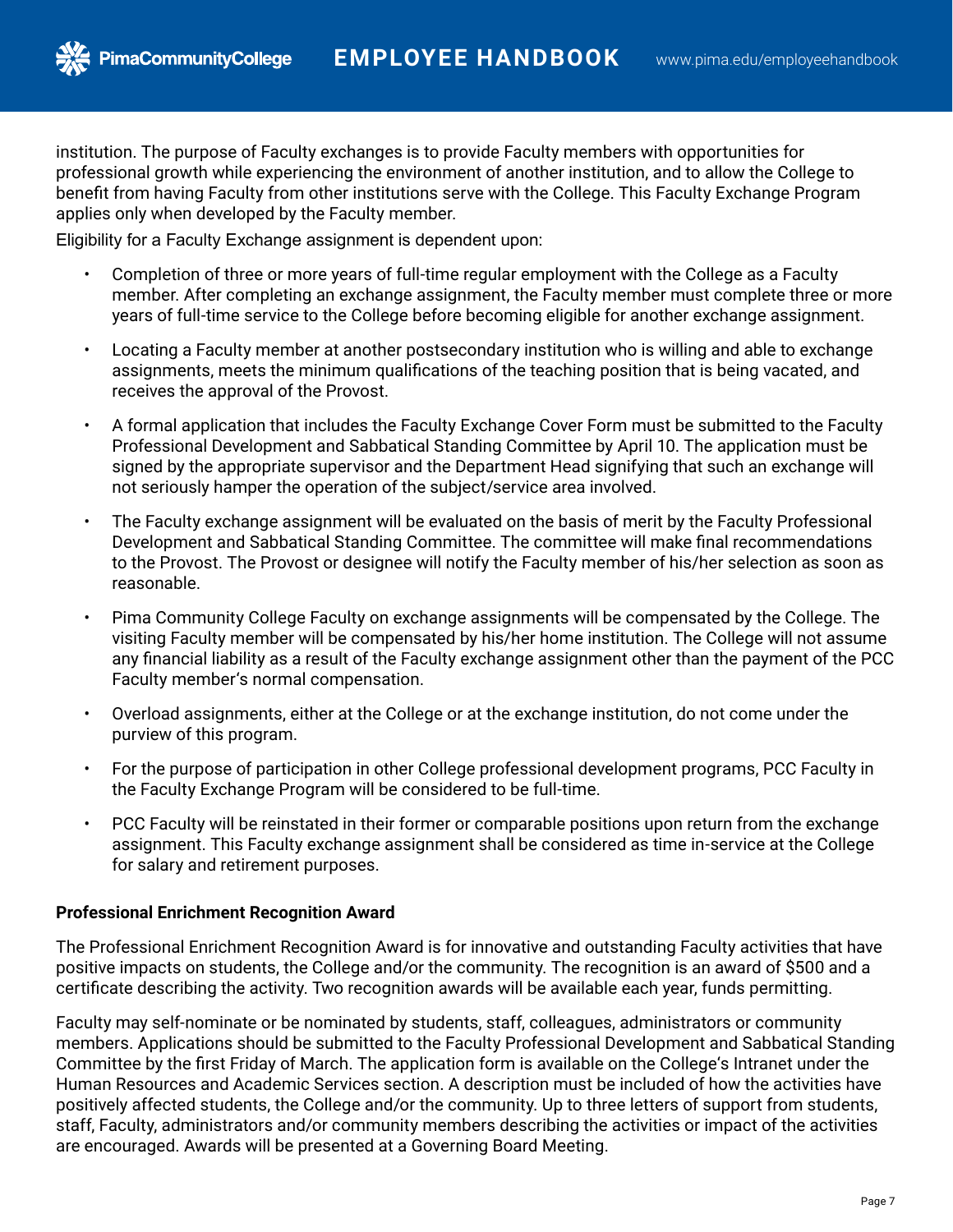institution. The purpose of Faculty exchanges is to provide Faculty members with opportunities for professional growth while experiencing the environment of another institution, and to allow the College to benefit from having Faculty from other institutions serve with the College. This Faculty Exchange Program applies only when developed by the Faculty member.

Eligibility for a Faculty Exchange assignment is dependent upon:

- Completion of three or more years of full-time regular employment with the College as a Faculty member. After completing an exchange assignment, the Faculty member must complete three or more years of full-time service to the College before becoming eligible for another exchange assignment.
- Locating a Faculty member at another postsecondary institution who is willing and able to exchange assignments, meets the minimum qualifications of the teaching position that is being vacated, and receives the approval of the Provost.
- A formal application that includes the Faculty Exchange Cover Form must be submitted to the Faculty Professional Development and Sabbatical Standing Committee by April 10. The application must be signed by the appropriate supervisor and the Department Head signifying that such an exchange will not seriously hamper the operation of the subject/service area involved.
- The Faculty exchange assignment will be evaluated on the basis of merit by the Faculty Professional Development and Sabbatical Standing Committee. The committee will make final recommendations to the Provost. The Provost or designee will notify the Faculty member of his/her selection as soon as reasonable.
- Pima Community College Faculty on exchange assignments will be compensated by the College. The visiting Faculty member will be compensated by his/her home institution. The College will not assume any financial liability as a result of the Faculty exchange assignment other than the payment of the PCC Faculty member's normal compensation.
- Overload assignments, either at the College or at the exchange institution, do not come under the purview of this program.
- For the purpose of participation in other College professional development programs, PCC Faculty in the Faculty Exchange Program will be considered to be full-time.
- PCC Faculty will be reinstated in their former or comparable positions upon return from the exchange assignment. This Faculty exchange assignment shall be considered as time in-service at the College for salary and retirement purposes.

**Professional Enrichment Recognition Award**

The Professional Enrichment Recognition Award is for innovative and outstanding Faculty activities that have positive impacts on students, the College and/or the community. The recognition is an award of $500 and a certificate describing the activity. Two recognition awards will be available each year, funds permitting.

Faculty may self-nominate or be nominated by students, staff, colleagues, administrators or community members. Applications should be submitted to the Faculty Professional Development and Sabbatical Standing Committee by the first Friday of March. The application form is available on the College's Intranet under the Human Resources and Academic Services section. A description must be included of how the activities have positively affected students, the College and/or the community. Up to three letters of support from students, staff, Faculty, administrators and/or community members describing the activities or impact of the activities are encouraged. Awards will be presented at a Governing Board Meeting.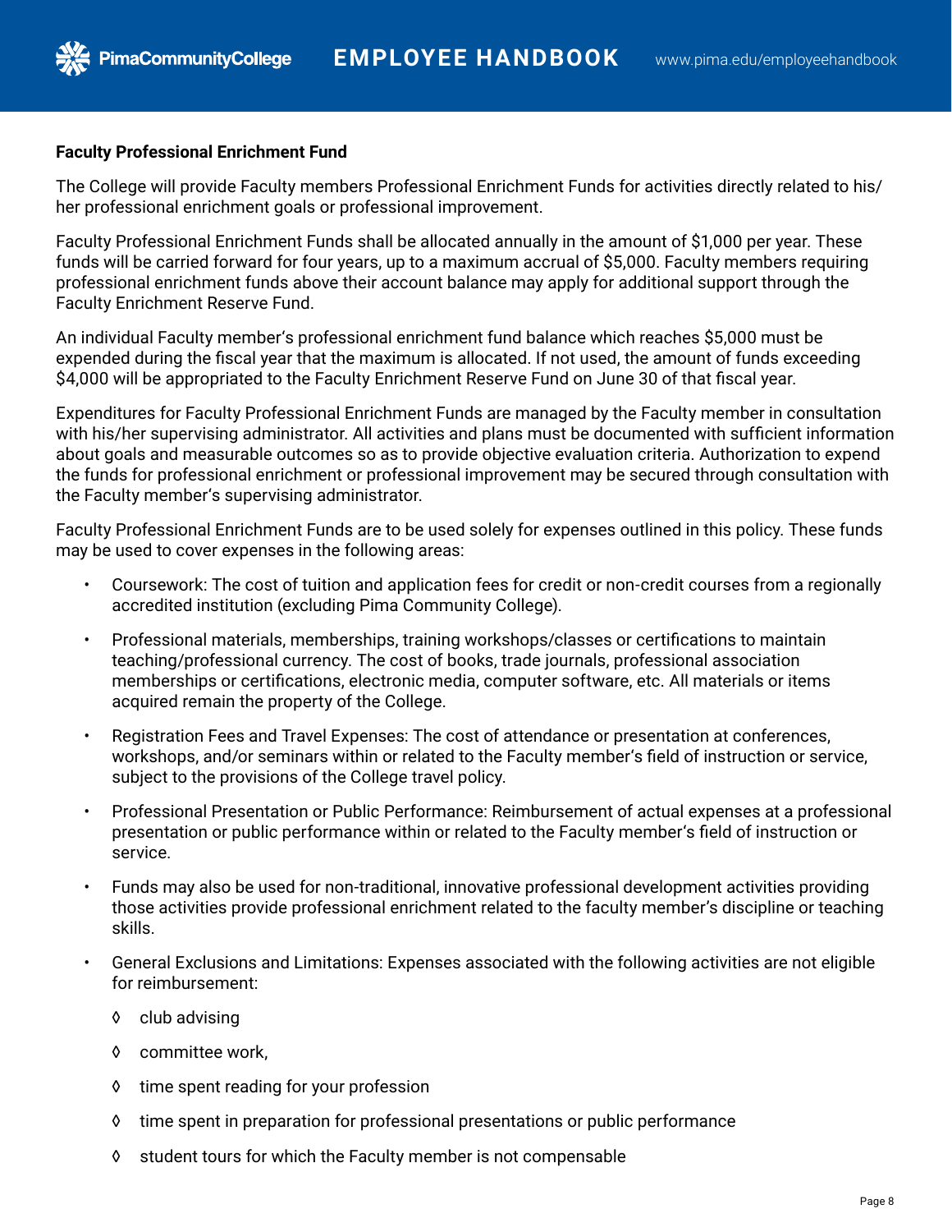**Faculty Professional Enrichment Fund**

The College will provide Faculty members Professional Enrichment Funds for activities directly related to his/her professional enrichment goals or professional improvement.

Faculty Professional Enrichment Funds shall be allocated annually in the amount of $1,000 per year. These funds will be carried forward for four years, up to a maximum accrual of $5,000. Faculty members requiring professional enrichment funds above their account balance may apply for additional support through the Faculty Enrichment Reserve Fund.

An individual Faculty member's professional enrichment fund balance which reaches $5,000 must be expended during the fiscal year that the maximum is allocated. If not used, the amount of funds exceeding $4,000 will be appropriated to the Faculty Enrichment Reserve Fund on June 30 of that fiscal year.

Expenditures for Faculty Professional Enrichment Funds are managed by the Faculty member in consultation with his/her supervising administrator. All activities and plans must be documented with sufficient information about goals and measurable outcomes so as to provide objective evaluation criteria. Authorization to expend the funds for professional enrichment or professional improvement may be secured through consultation with the Faculty member's supervising administrator.

Faculty Professional Enrichment Funds are to be used solely for expenses outlined in this policy. These funds may be used to cover expenses in the following areas:

- Coursework: The cost of tuition and application fees for credit or non-credit courses from a regionally accredited institution (excluding Pima Community College).
- Professional materials, memberships, training workshops/classes or certifications to maintain teaching/professional currency. The cost of books, trade journals, professional association memberships or certifications, electronic media, computer software, etc. All materials or items acquired remain the property of the College.
- Registration Fees and Travel Expenses: The cost of attendance or presentation at conferences, workshops, and/or seminars within or related to the Faculty member's field of instruction or service, subject to the provisions of the College travel policy.
- Professional Presentation or Public Performance: Reimbursement of actual expenses at a professional presentation or public performance within or related to the Faculty member's field of instruction or service.
- Funds may also be used for non-traditional, innovative professional development activities providing those activities provide professional enrichment related to the faculty member's discipline or teaching skills.
- General Exclusions and Limitations: Expenses associated with the following activities are not eligible for reimbursement:
  - club advising
  - committee work,
  - time spent reading for your profession
  - time spent in preparation for professional presentations or public performance
  - student tours for which the Faculty member is not compensable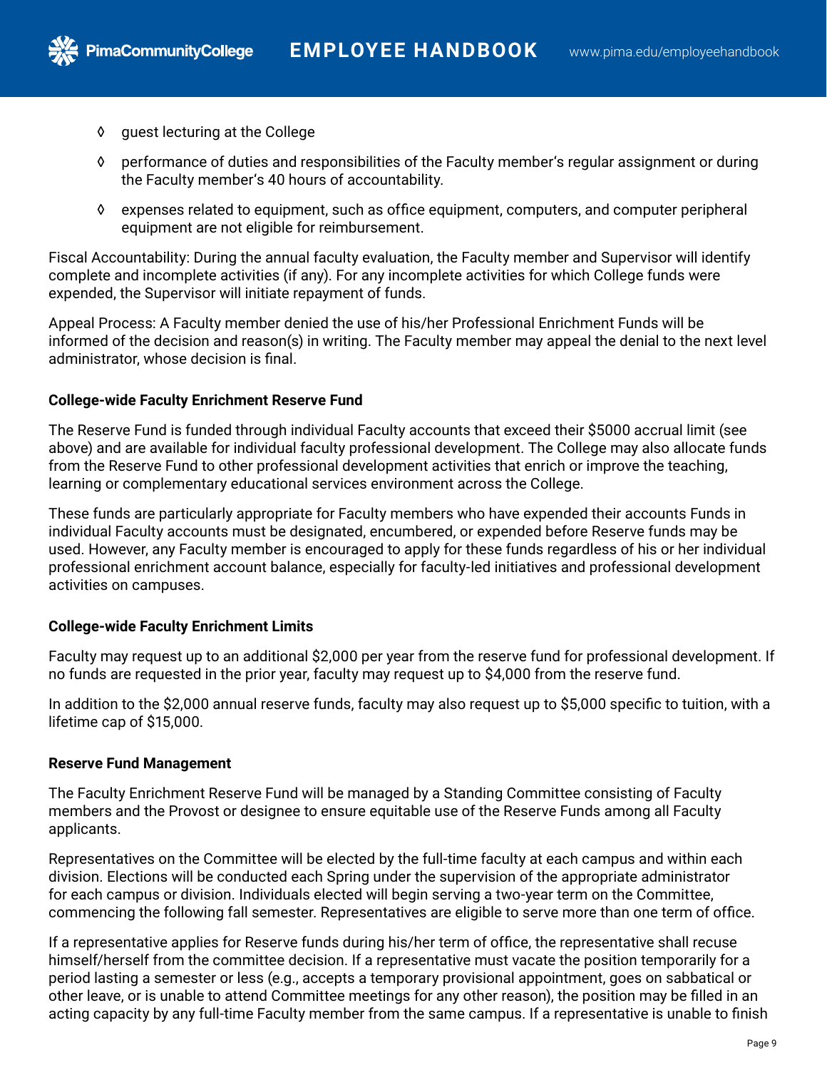- guest lecturing at the College
- performance of duties and responsibilities of the Faculty member's regular assignment or during the Faculty member's 40 hours of accountability.
- expenses related to equipment, such as office equipment, computers, and computer peripheral equipment are not eligible for reimbursement.

Fiscal Accountability: During the annual faculty evaluation, the Faculty member and Supervisor will identify complete and incomplete activities (if any). For any incomplete activities for which College funds were expended, the Supervisor will initiate repayment of funds.

Appeal Process: A Faculty member denied the use of his/her Professional Enrichment Funds will be informed of the decision and reason(s) in writing. The Faculty member may appeal the denial to the next level administrator, whose decision is final.

**College-wide Faculty Enrichment Reserve Fund**

The Reserve Fund is funded through individual Faculty accounts that exceed their $5000 accrual limit (see above) and are available for individual faculty professional development. The College may also allocate funds from the Reserve Fund to other professional development activities that enrich or improve the teaching, learning or complementary educational services environment across the College.

These funds are particularly appropriate for Faculty members who have expended their accounts Funds in individual Faculty accounts must be designated, encumbered, or expended before Reserve funds may be used. However, any Faculty member is encouraged to apply for these funds regardless of his or her individual professional enrichment account balance, especially for faculty-led initiatives and professional development activities on campuses.

**College-wide Faculty Enrichment Limits**

Faculty may request up to an additional $2,000 per year from the reserve fund for professional development. If no funds are requested in the prior year, faculty may request up to $4,000 from the reserve fund.

In addition to the $2,000 annual reserve funds, faculty may also request up to $5,000 specific to tuition, with a lifetime cap of $15,000.

**Reserve Fund Management**

The Faculty Enrichment Reserve Fund will be managed by a Standing Committee consisting of Faculty members and the Provost or designee to ensure equitable use of the Reserve Funds among all Faculty applicants.

Representatives on the Committee will be elected by the full-time faculty at each campus and within each division. Elections will be conducted each Spring under the supervision of the appropriate administrator for each campus or division. Individuals elected will begin serving a two-year term on the Committee, commencing the following fall semester. Representatives are eligible to serve more than one term of office.

If a representative applies for Reserve funds during his/her term of office, the representative shall recuse himself/herself from the committee decision. If a representative must vacate the position temporarily for a period lasting a semester or less (e.g., accepts a temporary provisional appointment, goes on sabbatical or other leave, or is unable to attend Committee meetings for any other reason), the position may be filled in an acting capacity by any full-time Faculty member from the same campus. If a representative is unable to finish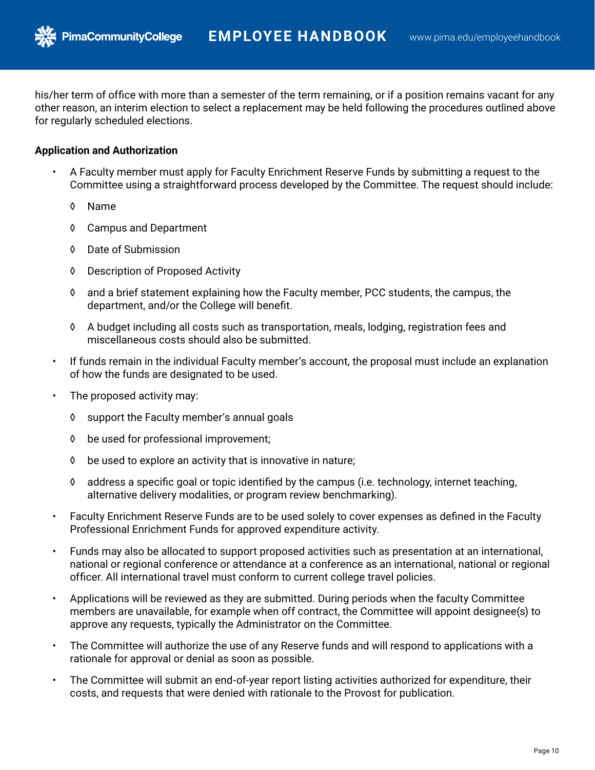his/her term of office with more than a semester of the term remaining, or if a position remains vacant for any other reason, an interim election to select a replacement may be held following the procedures outlined above for regularly scheduled elections.

**Application and Authorization**

- A Faculty member must apply for Faculty Enrichment Reserve Funds by submitting a request to the Committee using a straightforward process developed by the Committee. The request should include:
  - Name
  - Campus and Department
  - Date of Submission
  - Description of Proposed Activity
  - and a brief statement explaining how the Faculty member, PCC students, the campus, the department, and/or the College will benefit.
  - A budget including all costs such as transportation, meals, lodging, registration fees and miscellaneous costs should also be submitted.
- If funds remain in the individual Faculty member's account, the proposal must include an explanation of how the funds are designated to be used.
- The proposed activity may:
  - support the Faculty member's annual goals
  - be used for professional improvement;
  - be used to explore an activity that is innovative in nature;
  - address a specific goal or topic identified by the campus (i.e. technology, internet teaching, alternative delivery modalities, or program review benchmarking).
- Faculty Enrichment Reserve Funds are to be used solely to cover expenses as defined in the Faculty Professional Enrichment Funds for approved expenditure activity.
- Funds may also be allocated to support proposed activities such as presentation at an international, national or regional conference or attendance at a conference as an international, national or regional officer. All international travel must conform to current college travel policies.
- Applications will be reviewed as they are submitted. During periods when the faculty Committee members are unavailable, for example when off contract, the Committee will appoint designee(s) to approve any requests, typically the Administrator on the Committee.
- The Committee will authorize the use of any Reserve funds and will respond to applications with a rationale for approval or denial as soon as possible.
- The Committee will submit an end-of-year report listing activities authorized for expenditure, their costs, and requests that were denied with rationale to the Provost for publication.